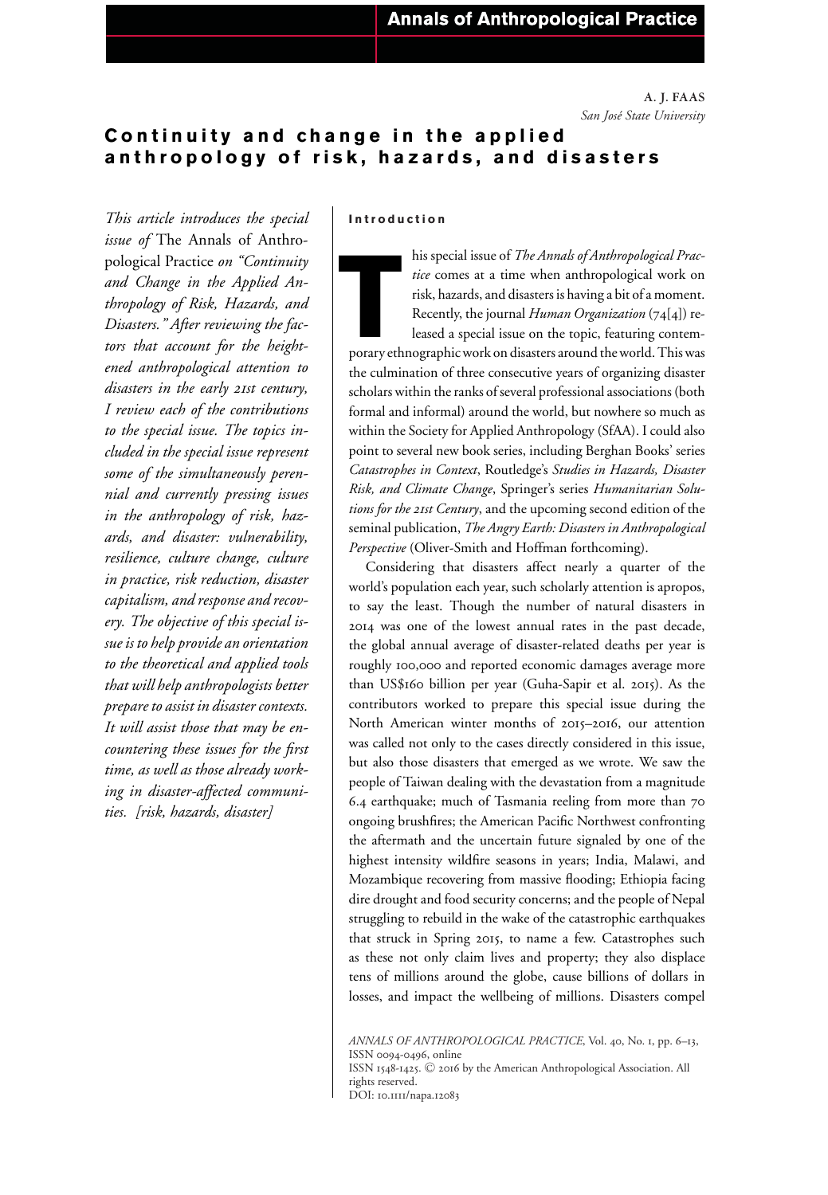A. J. FAAS
*San José State University*

# Continuity and change in the applied anthropology of risk, hazards, and disasters

*This article introduces the special issue of* The Annals of Anthropological Practice *on "Continuity and Change in the Applied Anthropology of Risk, Hazards, and Disasters." After reviewing the factors that account for the heightened anthropological attention to disasters in the early 21st century, I review each of the contributions to the special issue. The topics included in the special issue represent some of the simultaneously perennial and currently pressing issues in the anthropology of risk, hazards, and disaster: vulnerability, resilience, culture change, culture in practice, risk reduction, disaster capitalism, and response and recovery. The objective of this special issue is to help provide an orientation to the theoretical and applied tools that will help anthropologists better prepare to assist in disaster contexts. It will assist those that may be encountering these issues for the first time, as well as those already working in disaster-affected communities. [risk, hazards, disaster]*

## Introduction

This special issue of *The Annals of Anthropological Practice* comes at a time when anthropological work on risk, hazards, and disasters is having a bit of a moment. Recently, the journal *Human Organization* (74[4]) released a special issue on the topic, featuring contemporary ethnographic work on disasters around the world. This was the culmination of three consecutive years of organizing disaster scholars within the ranks of several professional associations (both formal and informal) around the world, but nowhere so much as within the Society for Applied Anthropology (SfAA). I could also point to several new book series, including Berghan Books' series *Catastrophes in Context*, Routledge's *Studies in Hazards, Disaster Risk, and Climate Change*, Springer's series *Humanitarian Solutions for the 21st Century*, and the upcoming second edition of the seminal publication, *The Angry Earth: Disasters in Anthropological Perspective* (Oliver-Smith and Hoffman forthcoming).

Considering that disasters affect nearly a quarter of the world's population each year, such scholarly attention is apropos, to say the least. Though the number of natural disasters in 2014 was one of the lowest annual rates in the past decade, the global annual average of disaster-related deaths per year is roughly 100,000 and reported economic damages average more than US$160 billion per year (Guha-Sapir et al. 2015). As the contributors worked to prepare this special issue during the North American winter months of 2015–2016, our attention was called not only to the cases directly considered in this issue, but also those disasters that emerged as we wrote. We saw the people of Taiwan dealing with the devastation from a magnitude 6.4 earthquake; much of Tasmania reeling from more than 70 ongoing brushfires; the American Pacific Northwest confronting the aftermath and the uncertain future signaled by one of the highest intensity wildfire seasons in years; India, Malawi, and Mozambique recovering from massive flooding; Ethiopia facing dire drought and food security concerns; and the people of Nepal struggling to rebuild in the wake of the catastrophic earthquakes that struck in Spring 2015, to name a few. Catastrophes such as these not only claim lives and property; they also displace tens of millions around the globe, cause billions of dollars in losses, and impact the wellbeing of millions. Disasters compel

*ANNALS OF ANTHROPOLOGICAL PRACTICE*, Vol. 40, No. 1, pp. 6–13, ISSN 0094-0496, online ISSN 1548-1425. © 2016 by the American Anthropological Association. All rights reserved.
DOI: 10.1111/napa.12083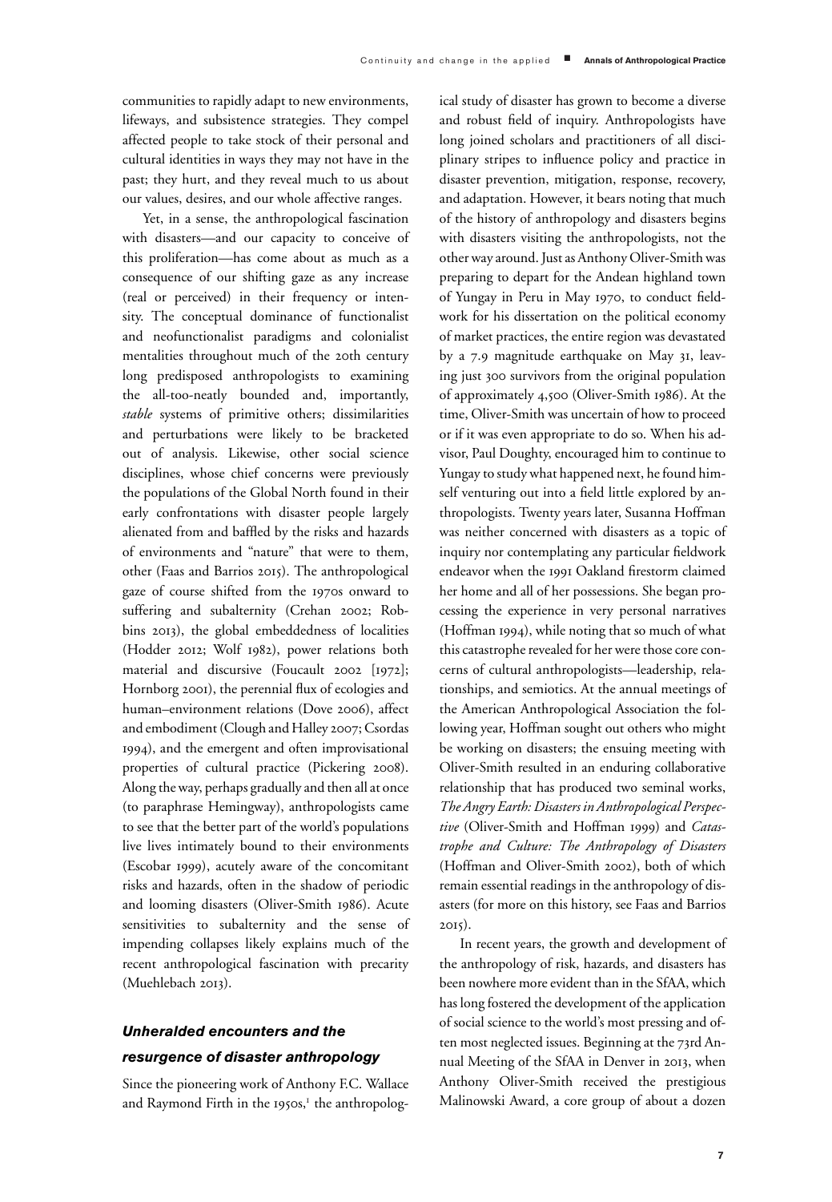communities to rapidly adapt to new environments, lifeways, and subsistence strategies. They compel affected people to take stock of their personal and cultural identities in ways they may not have in the past; they hurt, and they reveal much to us about our values, desires, and our whole affective ranges.

Yet, in a sense, the anthropological fascination with disasters—and our capacity to conceive of this proliferation—has come about as much as a consequence of our shifting gaze as any increase (real or perceived) in their frequency or intensity. The conceptual dominance of functionalist and neofunctionalist paradigms and colonialist mentalities throughout much of the 20th century long predisposed anthropologists to examining the all-too-neatly bounded and, importantly, *stable* systems of primitive others; dissimilarities and perturbations were likely to be bracketed out of analysis. Likewise, other social science disciplines, whose chief concerns were previously the populations of the Global North found in their early confrontations with disaster people largely alienated from and baffled by the risks and hazards of environments and "nature" that were to them, other (Faas and Barrios 2015). The anthropological gaze of course shifted from the 1970s onward to suffering and subalternity (Crehan 2002; Robbins 2013), the global embeddedness of localities (Hodder 2012; Wolf 1982), power relations both material and discursive (Foucault 2002 [1972]; Hornborg 2001), the perennial flux of ecologies and human–environment relations (Dove 2006), affect and embodiment (Clough and Halley 2007; Csordas 1994), and the emergent and often improvisational properties of cultural practice (Pickering 2008). Along the way, perhaps gradually and then all at once (to paraphrase Hemingway), anthropologists came to see that the better part of the world's populations live lives intimately bound to their environments (Escobar 1999), acutely aware of the concomitant risks and hazards, often in the shadow of periodic and looming disasters (Oliver-Smith 1986). Acute sensitivities to subalternity and the sense of impending collapses likely explains much of the recent anthropological fascination with precarity (Muehlebach 2013).

## *Unheralded encounters and the resurgence of disaster anthropology*

Since the pioneering work of Anthony F.C. Wallace and Raymond Firth in the 1950s,[1] the anthropological study of disaster has grown to become a diverse and robust field of inquiry. Anthropologists have long joined scholars and practitioners of all disciplinary stripes to influence policy and practice in disaster prevention, mitigation, response, recovery, and adaptation. However, it bears noting that much of the history of anthropology and disasters begins with disasters visiting the anthropologists, not the other way around. Just as Anthony Oliver-Smith was preparing to depart for the Andean highland town of Yungay in Peru in May 1970, to conduct fieldwork for his dissertation on the political economy of market practices, the entire region was devastated by a 7.9 magnitude earthquake on May 31, leaving just 300 survivors from the original population of approximately 4,500 (Oliver-Smith 1986). At the time, Oliver-Smith was uncertain of how to proceed or if it was even appropriate to do so. When his advisor, Paul Doughty, encouraged him to continue to Yungay to study what happened next, he found himself venturing out into a field little explored by anthropologists. Twenty years later, Susanna Hoffman was neither concerned with disasters as a topic of inquiry nor contemplating any particular fieldwork endeavor when the 1991 Oakland firestorm claimed her home and all of her possessions. She began processing the experience in very personal narratives (Hoffman 1994), while noting that so much of what this catastrophe revealed for her were those core concerns of cultural anthropologists—leadership, relationships, and semiotics. At the annual meetings of the American Anthropological Association the following year, Hoffman sought out others who might be working on disasters; the ensuing meeting with Oliver-Smith resulted in an enduring collaborative relationship that has produced two seminal works, *The Angry Earth: Disasters in Anthropological Perspective* (Oliver-Smith and Hoffman 1999) and *Catastrophe and Culture: The Anthropology of Disasters* (Hoffman and Oliver-Smith 2002), both of which remain essential readings in the anthropology of disasters (for more on this history, see Faas and Barrios 2015).

In recent years, the growth and development of the anthropology of risk, hazards, and disasters has been nowhere more evident than in the SfAA, which has long fostered the development of the application of social science to the world's most pressing and often most neglected issues. Beginning at the 73rd Annual Meeting of the SfAA in Denver in 2013, when Anthony Oliver-Smith received the prestigious Malinowski Award, a core group of about a dozen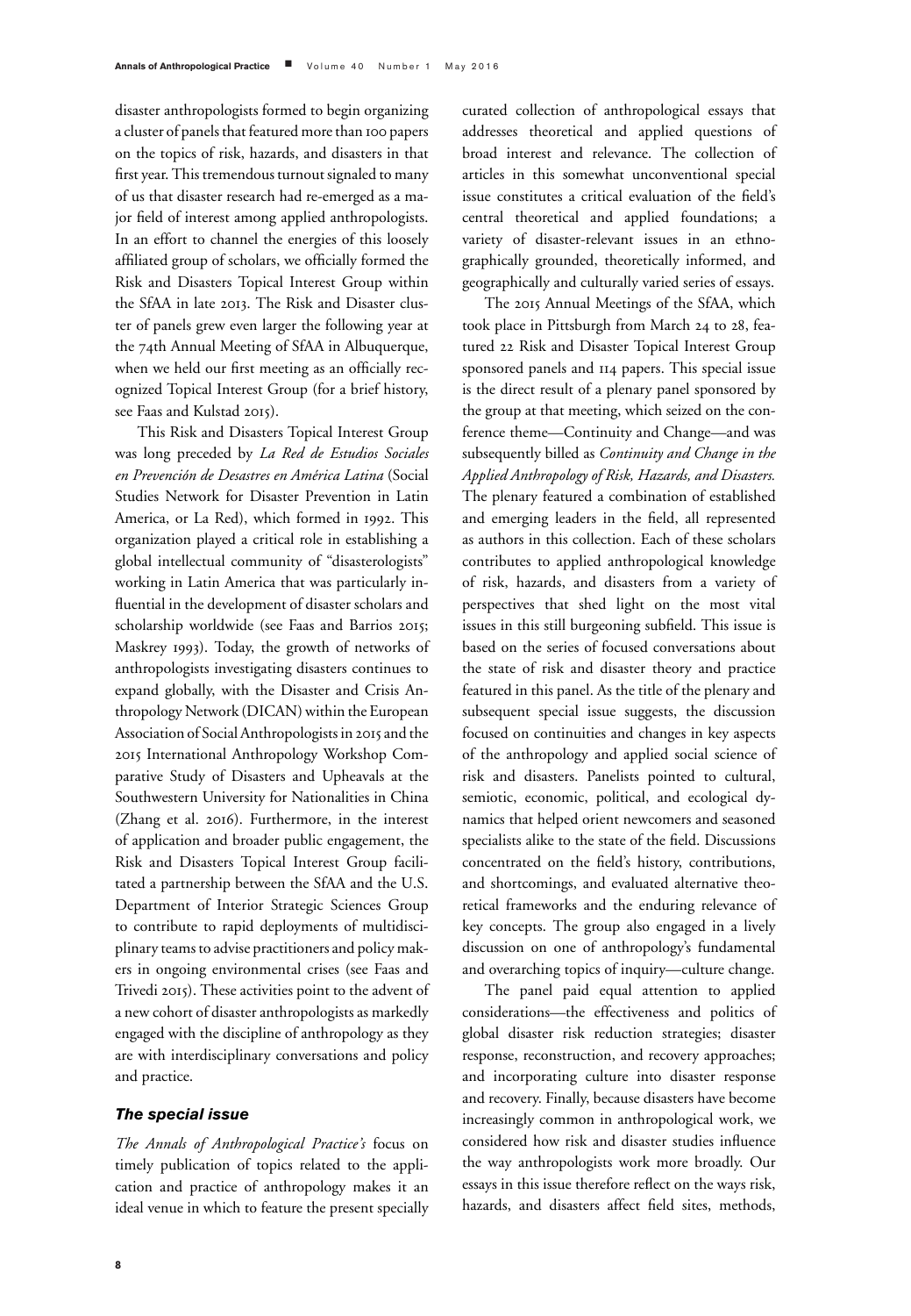disaster anthropologists formed to begin organizing a cluster of panels that featured more than 100 papers on the topics of risk, hazards, and disasters in that first year. This tremendous turnout signaled to many of us that disaster research had re-emerged as a major field of interest among applied anthropologists. In an effort to channel the energies of this loosely affiliated group of scholars, we officially formed the Risk and Disasters Topical Interest Group within the SfAA in late 2013. The Risk and Disaster cluster of panels grew even larger the following year at the 74th Annual Meeting of SfAA in Albuquerque, when we held our first meeting as an officially recognized Topical Interest Group (for a brief history, see Faas and Kulstad 2015).

This Risk and Disasters Topical Interest Group was long preceded by *La Red de Estudios Sociales en Prevención de Desastres en América Latina* (Social Studies Network for Disaster Prevention in Latin America, or La Red), which formed in 1992. This organization played a critical role in establishing a global intellectual community of "disasterologists" working in Latin America that was particularly influential in the development of disaster scholars and scholarship worldwide (see Faas and Barrios 2015; Maskrey 1993). Today, the growth of networks of anthropologists investigating disasters continues to expand globally, with the Disaster and Crisis Anthropology Network (DICAN) within the European Association of Social Anthropologists in 2015 and the 2015 International Anthropology Workshop Comparative Study of Disasters and Upheavals at the Southwestern University for Nationalities in China (Zhang et al. 2016). Furthermore, in the interest of application and broader public engagement, the Risk and Disasters Topical Interest Group facilitated a partnership between the SfAA and the U.S. Department of Interior Strategic Sciences Group to contribute to rapid deployments of multidisciplinary teams to advise practitioners and policy makers in ongoing environmental crises (see Faas and Trivedi 2015). These activities point to the advent of a new cohort of disaster anthropologists as markedly engaged with the discipline of anthropology as they are with interdisciplinary conversations and policy and practice.

## The special issue

*The Annals of Anthropological Practice's* focus on timely publication of topics related to the application and practice of anthropology makes it an ideal venue in which to feature the present specially curated collection of anthropological essays that addresses theoretical and applied questions of broad interest and relevance. The collection of articles in this somewhat unconventional special issue constitutes a critical evaluation of the field's central theoretical and applied foundations; a variety of disaster-relevant issues in an ethnographically grounded, theoretically informed, and geographically and culturally varied series of essays.

The 2015 Annual Meetings of the SfAA, which took place in Pittsburgh from March 24 to 28, featured 22 Risk and Disaster Topical Interest Group sponsored panels and 114 papers. This special issue is the direct result of a plenary panel sponsored by the group at that meeting, which seized on the conference theme—Continuity and Change—and was subsequently billed as *Continuity and Change in the Applied Anthropology of Risk, Hazards, and Disasters.* The plenary featured a combination of established and emerging leaders in the field, all represented as authors in this collection. Each of these scholars contributes to applied anthropological knowledge of risk, hazards, and disasters from a variety of perspectives that shed light on the most vital issues in this still burgeoning subfield. This issue is based on the series of focused conversations about the state of risk and disaster theory and practice featured in this panel. As the title of the plenary and subsequent special issue suggests, the discussion focused on continuities and changes in key aspects of the anthropology and applied social science of risk and disasters. Panelists pointed to cultural, semiotic, economic, political, and ecological dynamics that helped orient newcomers and seasoned specialists alike to the state of the field. Discussions concentrated on the field's history, contributions, and shortcomings, and evaluated alternative theoretical frameworks and the enduring relevance of key concepts. The group also engaged in a lively discussion on one of anthropology's fundamental and overarching topics of inquiry—culture change.

The panel paid equal attention to applied considerations—the effectiveness and politics of global disaster risk reduction strategies; disaster response, reconstruction, and recovery approaches; and incorporating culture into disaster response and recovery. Finally, because disasters have become increasingly common in anthropological work, we considered how risk and disaster studies influence the way anthropologists work more broadly. Our essays in this issue therefore reflect on the ways risk, hazards, and disasters affect field sites, methods,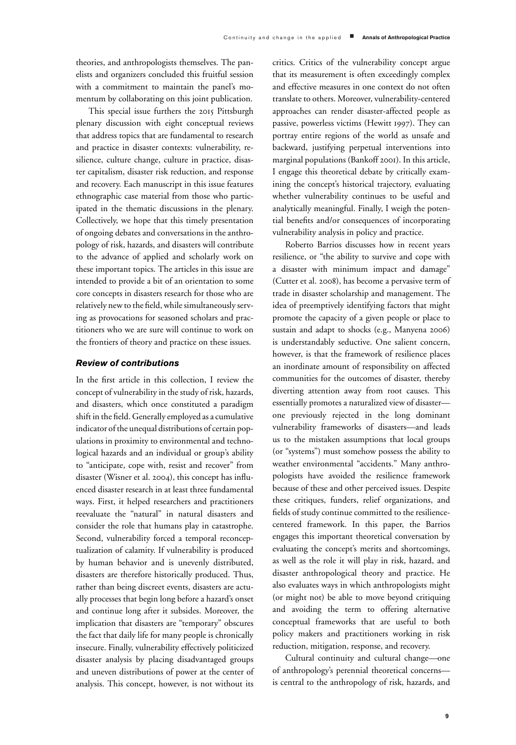theories, and anthropologists themselves. The panelists and organizers concluded this fruitful session with a commitment to maintain the panel's momentum by collaborating on this joint publication.

This special issue furthers the 2015 Pittsburgh plenary discussion with eight conceptual reviews that address topics that are fundamental to research and practice in disaster contexts: vulnerability, resilience, culture change, culture in practice, disaster capitalism, disaster risk reduction, and response and recovery. Each manuscript in this issue features ethnographic case material from those who participated in the thematic discussions in the plenary. Collectively, we hope that this timely presentation of ongoing debates and conversations in the anthropology of risk, hazards, and disasters will contribute to the advance of applied and scholarly work on these important topics. The articles in this issue are intended to provide a bit of an orientation to some core concepts in disasters research for those who are relatively new to the field, while simultaneously serving as provocations for seasoned scholars and practitioners who we are sure will continue to work on the frontiers of theory and practice on these issues.

### *Review of contributions*

In the first article in this collection, I review the concept of vulnerability in the study of risk, hazards, and disasters, which once constituted a paradigm shift in the field. Generally employed as a cumulative indicator of the unequal distributions of certain populations in proximity to environmental and technological hazards and an individual or group's ability to "anticipate, cope with, resist and recover" from disaster (Wisner et al. 2004), this concept has influenced disaster research in at least three fundamental ways. First, it helped researchers and practitioners reevaluate the "natural" in natural disasters and consider the role that humans play in catastrophe. Second, vulnerability forced a temporal reconceptualization of calamity. If vulnerability is produced by human behavior and is unevenly distributed, disasters are therefore historically produced. Thus, rather than being discreet events, disasters are actually processes that begin long before a hazard's onset and continue long after it subsides. Moreover, the implication that disasters are "temporary" obscures the fact that daily life for many people is chronically insecure. Finally, vulnerability effectively politicized disaster analysis by placing disadvantaged groups and uneven distributions of power at the center of analysis. This concept, however, is not without its critics. Critics of the vulnerability concept argue that its measurement is often exceedingly complex and effective measures in one context do not often translate to others. Moreover, vulnerability-centered approaches can render disaster-affected people as passive, powerless victims (Hewitt 1997). They can portray entire regions of the world as unsafe and backward, justifying perpetual interventions into marginal populations (Bankoff 2001). In this article, I engage this theoretical debate by critically examining the concept's historical trajectory, evaluating whether vulnerability continues to be useful and analytically meaningful. Finally, I weigh the potential benefits and/or consequences of incorporating vulnerability analysis in policy and practice.

Roberto Barrios discusses how in recent years resilience, or "the ability to survive and cope with a disaster with minimum impact and damage" (Cutter et al. 2008), has become a pervasive term of trade in disaster scholarship and management. The idea of preemptively identifying factors that might promote the capacity of a given people or place to sustain and adapt to shocks (e.g., Manyena 2006) is understandably seductive. One salient concern, however, is that the framework of resilience places an inordinate amount of responsibility on affected communities for the outcomes of disaster, thereby diverting attention away from root causes. This essentially promotes a naturalized view of disaster—one previously rejected in the long dominant vulnerability frameworks of disasters—and leads us to the mistaken assumptions that local groups (or "systems") must somehow possess the ability to weather environmental "accidents." Many anthropologists have avoided the resilience framework because of these and other perceived issues. Despite these critiques, funders, relief organizations, and fields of study continue committed to the resilience-centered framework. In this paper, the Barrios engages this important theoretical conversation by evaluating the concept's merits and shortcomings, as well as the role it will play in risk, hazard, and disaster anthropological theory and practice. He also evaluates ways in which anthropologists might (or might not) be able to move beyond critiquing and avoiding the term to offering alternative conceptual frameworks that are useful to both policy makers and practitioners working in risk reduction, mitigation, response, and recovery.

Cultural continuity and cultural change—one of anthropology's perennial theoretical concerns—is central to the anthropology of risk, hazards, and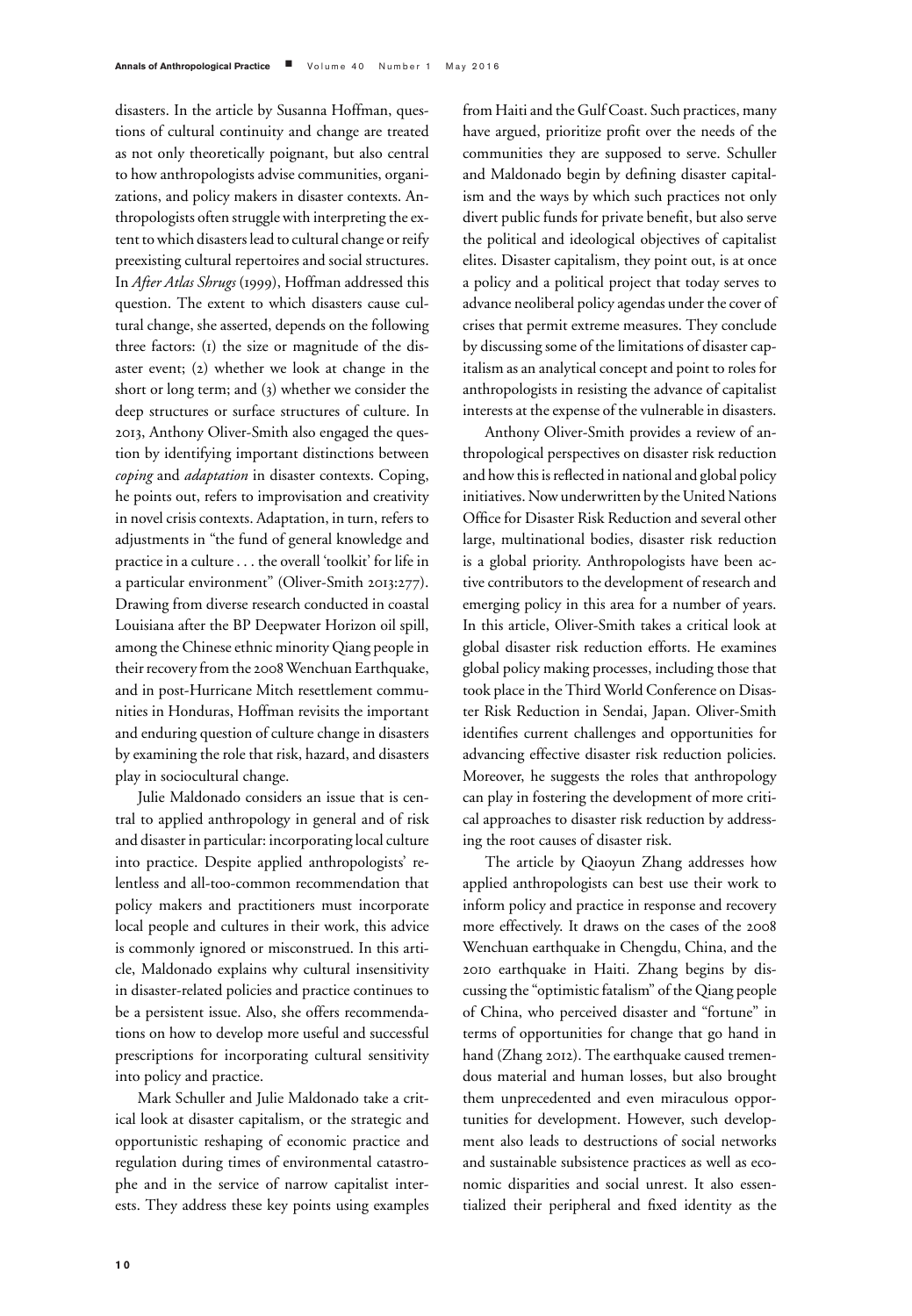disasters. In the article by Susanna Hoffman, questions of cultural continuity and change are treated as not only theoretically poignant, but also central to how anthropologists advise communities, organizations, and policy makers in disaster contexts. Anthropologists often struggle with interpreting the extent to which disasters lead to cultural change or reify preexisting cultural repertoires and social structures. In *After Atlas Shrugs* (1999), Hoffman addressed this question. The extent to which disasters cause cultural change, she asserted, depends on the following three factors: (1) the size or magnitude of the disaster event; (2) whether we look at change in the short or long term; and (3) whether we consider the deep structures or surface structures of culture. In 2013, Anthony Oliver-Smith also engaged the question by identifying important distinctions between *coping* and *adaptation* in disaster contexts. Coping, he points out, refers to improvisation and creativity in novel crisis contexts. Adaptation, in turn, refers to adjustments in "the fund of general knowledge and practice in a culture . . . the overall 'toolkit' for life in a particular environment" (Oliver-Smith 2013:277). Drawing from diverse research conducted in coastal Louisiana after the BP Deepwater Horizon oil spill, among the Chinese ethnic minority Qiang people in their recovery from the 2008 Wenchuan Earthquake, and in post-Hurricane Mitch resettlement communities in Honduras, Hoffman revisits the important and enduring question of culture change in disasters by examining the role that risk, hazard, and disasters play in sociocultural change.

Julie Maldonado considers an issue that is central to applied anthropology in general and of risk and disaster in particular: incorporating local culture into practice. Despite applied anthropologists' relentless and all-too-common recommendation that policy makers and practitioners must incorporate local people and cultures in their work, this advice is commonly ignored or misconstrued. In this article, Maldonado explains why cultural insensitivity in disaster-related policies and practice continues to be a persistent issue. Also, she offers recommendations on how to develop more useful and successful prescriptions for incorporating cultural sensitivity into policy and practice.

Mark Schuller and Julie Maldonado take a critical look at disaster capitalism, or the strategic and opportunistic reshaping of economic practice and regulation during times of environmental catastrophe and in the service of narrow capitalist interests. They address these key points using examples from Haiti and the Gulf Coast. Such practices, many have argued, prioritize profit over the needs of the communities they are supposed to serve. Schuller and Maldonado begin by defining disaster capitalism and the ways by which such practices not only divert public funds for private benefit, but also serve the political and ideological objectives of capitalist elites. Disaster capitalism, they point out, is at once a policy and a political project that today serves to advance neoliberal policy agendas under the cover of crises that permit extreme measures. They conclude by discussing some of the limitations of disaster capitalism as an analytical concept and point to roles for anthropologists in resisting the advance of capitalist interests at the expense of the vulnerable in disasters.

Anthony Oliver-Smith provides a review of anthropological perspectives on disaster risk reduction and how this is reflected in national and global policy initiatives. Now underwritten by the United Nations Office for Disaster Risk Reduction and several other large, multinational bodies, disaster risk reduction is a global priority. Anthropologists have been active contributors to the development of research and emerging policy in this area for a number of years. In this article, Oliver-Smith takes a critical look at global disaster risk reduction efforts. He examines global policy making processes, including those that took place in the Third World Conference on Disaster Risk Reduction in Sendai, Japan. Oliver-Smith identifies current challenges and opportunities for advancing effective disaster risk reduction policies. Moreover, he suggests the roles that anthropology can play in fostering the development of more critical approaches to disaster risk reduction by addressing the root causes of disaster risk.

The article by Qiaoyun Zhang addresses how applied anthropologists can best use their work to inform policy and practice in response and recovery more effectively. It draws on the cases of the 2008 Wenchuan earthquake in Chengdu, China, and the 2010 earthquake in Haiti. Zhang begins by discussing the "optimistic fatalism" of the Qiang people of China, who perceived disaster and "fortune" in terms of opportunities for change that go hand in hand (Zhang 2012). The earthquake caused tremendous material and human losses, but also brought them unprecedented and even miraculous opportunities for development. However, such development also leads to destructions of social networks and sustainable subsistence practices as well as economic disparities and social unrest. It also essentialized their peripheral and fixed identity as the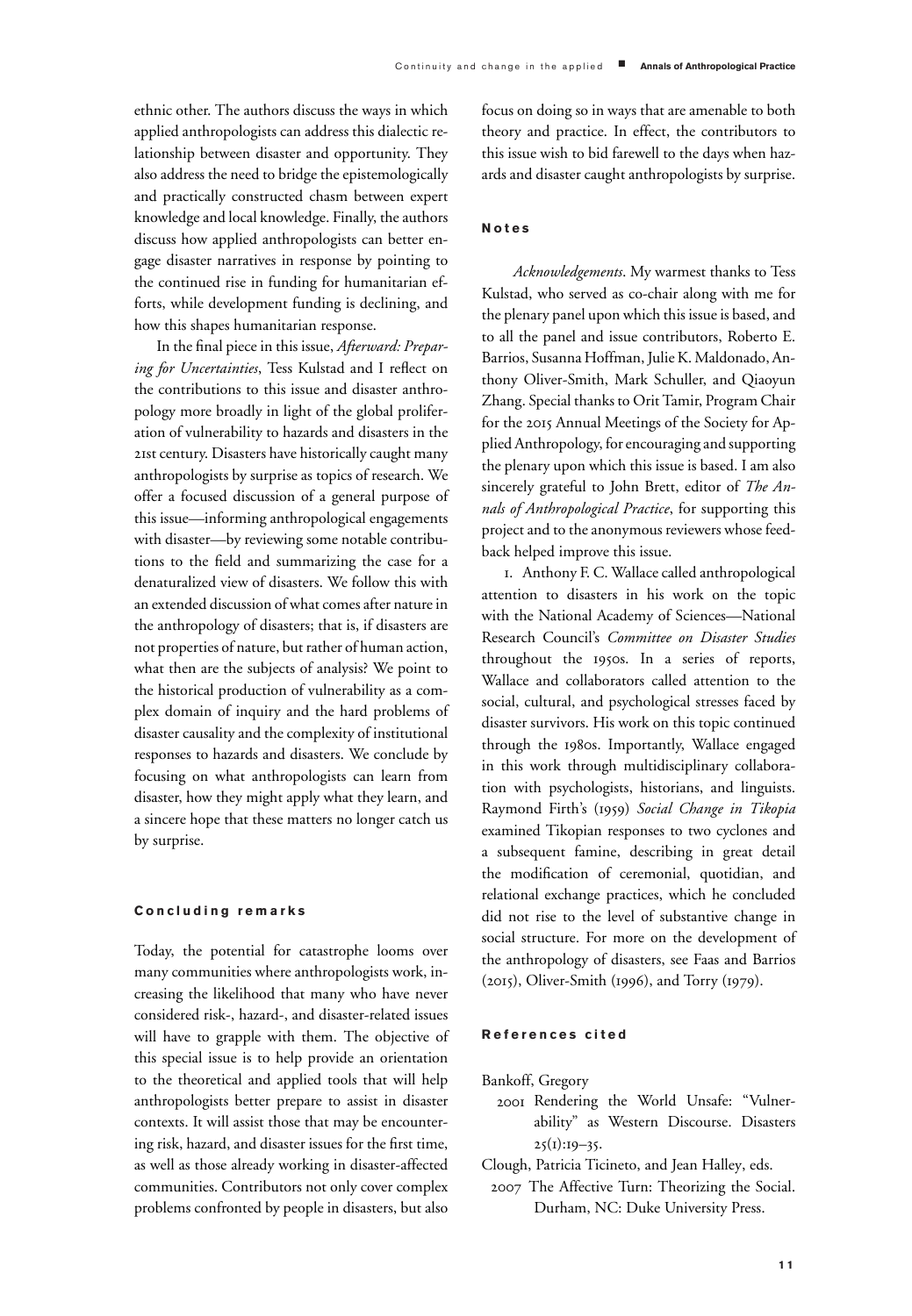ethnic other. The authors discuss the ways in which applied anthropologists can address this dialectic relationship between disaster and opportunity. They also address the need to bridge the epistemologically and practically constructed chasm between expert knowledge and local knowledge. Finally, the authors discuss how applied anthropologists can better engage disaster narratives in response by pointing to the continued rise in funding for humanitarian efforts, while development funding is declining, and how this shapes humanitarian response.

In the final piece in this issue, *Afterward: Preparing for Uncertainties*, Tess Kulstad and I reflect on the contributions to this issue and disaster anthropology more broadly in light of the global proliferation of vulnerability to hazards and disasters in the 21st century. Disasters have historically caught many anthropologists by surprise as topics of research. We offer a focused discussion of a general purpose of this issue—informing anthropological engagements with disaster—by reviewing some notable contributions to the field and summarizing the case for a denaturalized view of disasters. We follow this with an extended discussion of what comes after nature in the anthropology of disasters; that is, if disasters are not properties of nature, but rather of human action, what then are the subjects of analysis? We point to the historical production of vulnerability as a complex domain of inquiry and the hard problems of disaster causality and the complexity of institutional responses to hazards and disasters. We conclude by focusing on what anthropologists can learn from disaster, how they might apply what they learn, and a sincere hope that these matters no longer catch us by surprise.

## Concluding remarks

Today, the potential for catastrophe looms over many communities where anthropologists work, increasing the likelihood that many who have never considered risk-, hazard-, and disaster-related issues will have to grapple with them. The objective of this special issue is to help provide an orientation to the theoretical and applied tools that will help anthropologists better prepare to assist in disaster contexts. It will assist those that may be encountering risk, hazard, and disaster issues for the first time, as well as those already working in disaster-affected communities. Contributors not only cover complex problems confronted by people in disasters, but also focus on doing so in ways that are amenable to both theory and practice. In effect, the contributors to this issue wish to bid farewell to the days when hazards and disaster caught anthropologists by surprise.

## Notes

*Acknowledgements*. My warmest thanks to Tess Kulstad, who served as co-chair along with me for the plenary panel upon which this issue is based, and to all the panel and issue contributors, Roberto E. Barrios, Susanna Hoffman, Julie K. Maldonado, Anthony Oliver-Smith, Mark Schuller, and Qiaoyun Zhang. Special thanks to Orit Tamir, Program Chair for the 2015 Annual Meetings of the Society for Applied Anthropology, for encouraging and supporting the plenary upon which this issue is based. I am also sincerely grateful to John Brett, editor of *The Annals of Anthropological Practice*, for supporting this project and to the anonymous reviewers whose feedback helped improve this issue.

1. Anthony F. C. Wallace called anthropological attention to disasters in his work on the topic with the National Academy of Sciences—National Research Council's *Committee on Disaster Studies* throughout the 1950s. In a series of reports, Wallace and collaborators called attention to the social, cultural, and psychological stresses faced by disaster survivors. His work on this topic continued through the 1980s. Importantly, Wallace engaged in this work through multidisciplinary collaboration with psychologists, historians, and linguists. Raymond Firth's (1959) *Social Change in Tikopia* examined Tikopian responses to two cyclones and a subsequent famine, describing in great detail the modification of ceremonial, quotidian, and relational exchange practices, which he concluded did not rise to the level of substantive change in social structure. For more on the development of the anthropology of disasters, see Faas and Barrios (2015), Oliver-Smith (1996), and Torry (1979).

## References cited

Bankoff, Gregory
2001 Rendering the World Unsafe: "Vulnerability" as Western Discourse. Disasters 25(1):19–35.

Clough, Patricia Ticineto, and Jean Halley, eds.
2007 The Affective Turn: Theorizing the Social. Durham, NC: Duke University Press.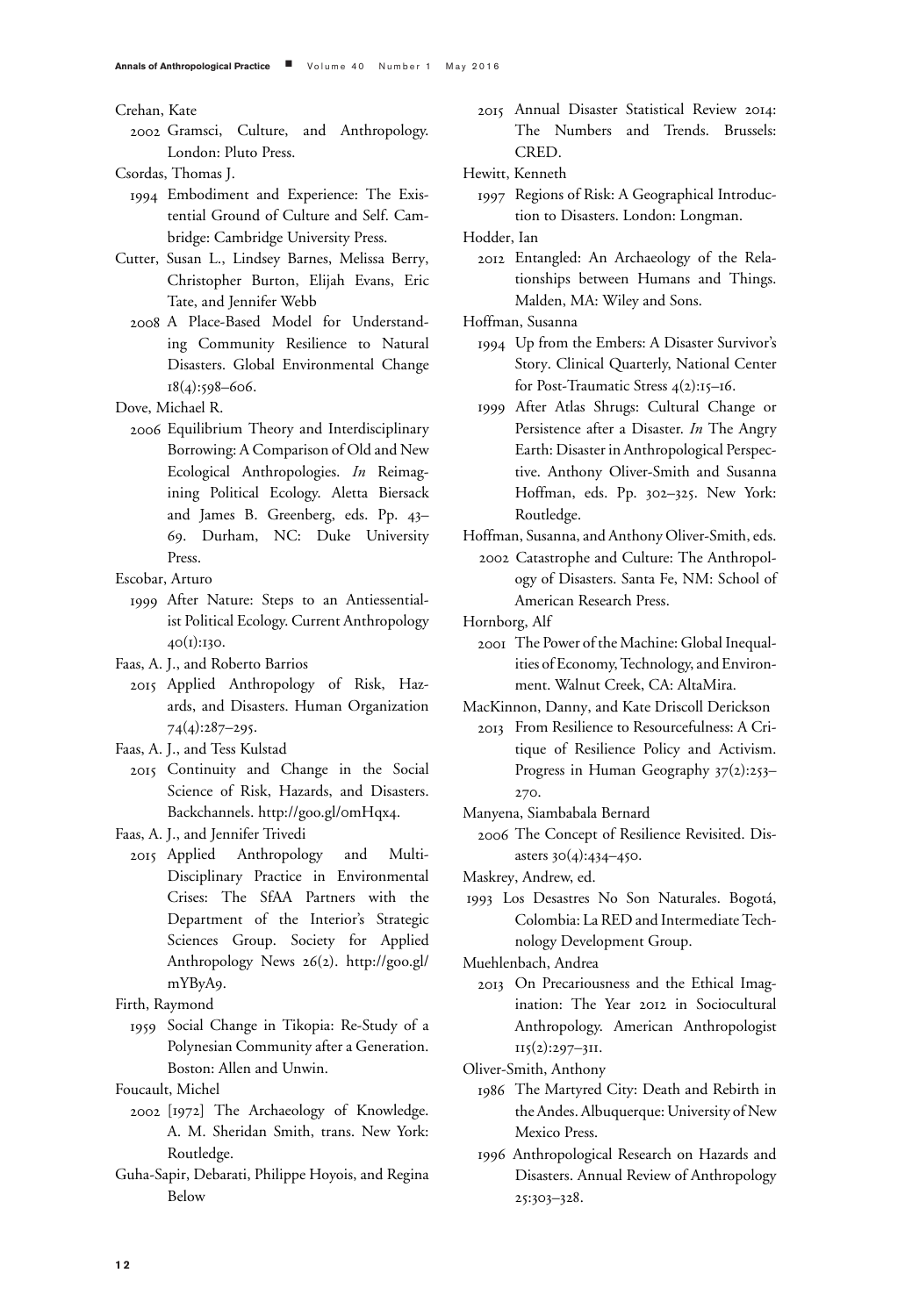Crehan, Kate

2002 Gramsci, Culture, and Anthropology. London: Pluto Press.

Csordas, Thomas J.

1994 Embodiment and Experience: The Existential Ground of Culture and Self. Cambridge: Cambridge University Press.

Cutter, Susan L., Lindsey Barnes, Melissa Berry, Christopher Burton, Elijah Evans, Eric Tate, and Jennifer Webb

2008 A Place-Based Model for Understanding Community Resilience to Natural Disasters. Global Environmental Change 18(4):598–606.

Dove, Michael R.

2006 Equilibrium Theory and Interdisciplinary Borrowing: A Comparison of Old and New Ecological Anthropologies. *In* Reimagining Political Ecology. Aletta Biersack and James B. Greenberg, eds. Pp. 43–69. Durham, NC: Duke University Press.

Escobar, Arturo

1999 After Nature: Steps to an Antiessentialist Political Ecology. Current Anthropology 40(1):130.

Faas, A. J., and Roberto Barrios

2015 Applied Anthropology of Risk, Hazards, and Disasters. Human Organization 74(4):287–295.

Faas, A. J., and Tess Kulstad

2015 Continuity and Change in the Social Science of Risk, Hazards, and Disasters. Backchannels. http://goo.gl/0mHqx4.

Faas, A. J., and Jennifer Trivedi

2015 Applied Anthropology and Multi-Disciplinary Practice in Environmental Crises: The SfAA Partners with the Department of the Interior's Strategic Sciences Group. Society for Applied Anthropology News 26(2). http://goo.gl/mYByA9.

Firth, Raymond

1959 Social Change in Tikopia: Re-Study of a Polynesian Community after a Generation. Boston: Allen and Unwin.

Foucault, Michel

2002 [1972] The Archaeology of Knowledge. A. M. Sheridan Smith, trans. New York: Routledge.

Guha-Sapir, Debarati, Philippe Hoyois, and Regina Below

2015 Annual Disaster Statistical Review 2014: The Numbers and Trends. Brussels: CRED.

Hewitt, Kenneth

1997 Regions of Risk: A Geographical Introduction to Disasters. London: Longman.

Hodder, Ian

2012 Entangled: An Archaeology of the Relationships between Humans and Things. Malden, MA: Wiley and Sons.

Hoffman, Susanna

1994 Up from the Embers: A Disaster Survivor's Story. Clinical Quarterly, National Center for Post-Traumatic Stress 4(2):15–16.

1999 After Atlas Shrugs: Cultural Change or Persistence after a Disaster. *In* The Angry Earth: Disaster in Anthropological Perspective. Anthony Oliver-Smith and Susanna Hoffman, eds. Pp. 302–325. New York: Routledge.

Hoffman, Susanna, and Anthony Oliver-Smith, eds.

2002 Catastrophe and Culture: The Anthropology of Disasters. Santa Fe, NM: School of American Research Press.

Hornborg, Alf

2001 The Power of the Machine: Global Inequalities of Economy, Technology, and Environment. Walnut Creek, CA: AltaMira.

MacKinnon, Danny, and Kate Driscoll Derickson

2013 From Resilience to Resourcefulness: A Critique of Resilience Policy and Activism. Progress in Human Geography 37(2):253–270.

Manyena, Siambabala Bernard

2006 The Concept of Resilience Revisited. Disasters 30(4):434–450.

Maskrey, Andrew, ed.

1993 Los Desastres No Son Naturales. Bogotá, Colombia: La RED and Intermediate Technology Development Group.

Muehlenbach, Andrea

2013 On Precariousness and the Ethical Imagination: The Year 2012 in Sociocultural Anthropology. American Anthropologist 115(2):297–311.

Oliver-Smith, Anthony

1986 The Martyred City: Death and Rebirth in the Andes. Albuquerque: University of New Mexico Press.

1996 Anthropological Research on Hazards and Disasters. Annual Review of Anthropology 25:303–328.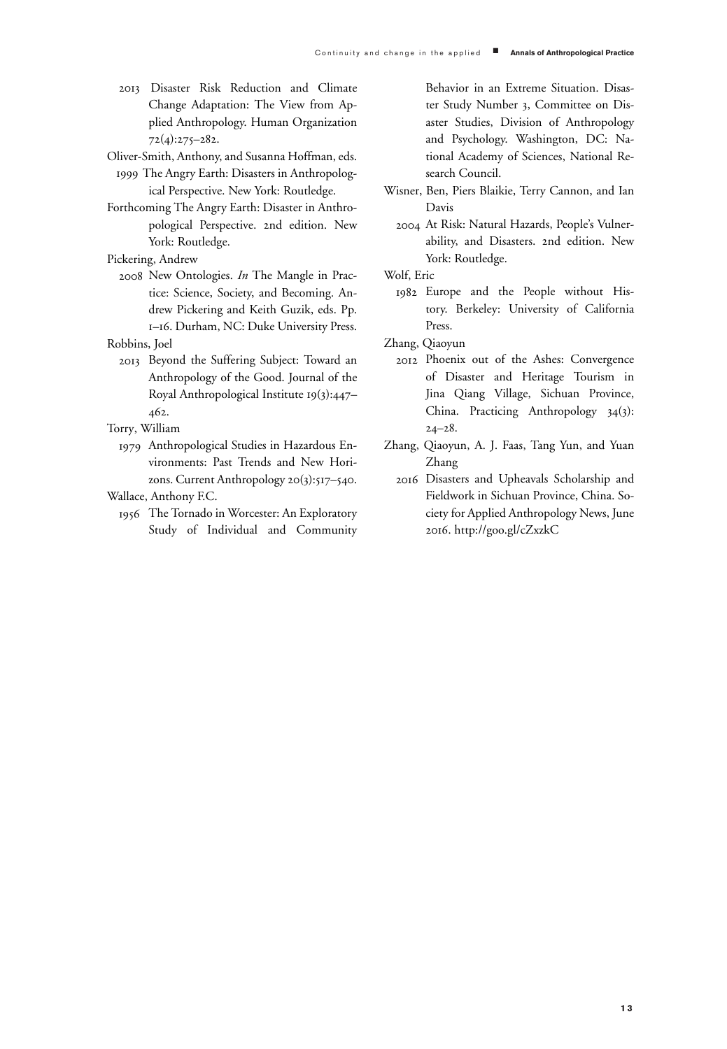2013 Disaster Risk Reduction and Climate Change Adaptation: The View from Applied Anthropology. Human Organization 72(4):275–282.

Oliver-Smith, Anthony, and Susanna Hoffman, eds.

1999 The Angry Earth: Disasters in Anthropological Perspective. New York: Routledge.

Forthcoming The Angry Earth: Disaster in Anthropological Perspective. 2nd edition. New York: Routledge.

Pickering, Andrew

2008 New Ontologies. *In* The Mangle in Practice: Science, Society, and Becoming. Andrew Pickering and Keith Guzik, eds. Pp. 1–16. Durham, NC: Duke University Press.

Robbins, Joel

2013 Beyond the Suffering Subject: Toward an Anthropology of the Good. Journal of the Royal Anthropological Institute 19(3):447–462.

Torry, William

1979 Anthropological Studies in Hazardous Environments: Past Trends and New Horizons. Current Anthropology 20(3):517–540.

Wallace, Anthony F.C.

1956 The Tornado in Worcester: An Exploratory Study of Individual and Community Behavior in an Extreme Situation. Disaster Study Number 3, Committee on Disaster Studies, Division of Anthropology and Psychology. Washington, DC: National Academy of Sciences, National Research Council.

Wisner, Ben, Piers Blaikie, Terry Cannon, and Ian Davis

2004 At Risk: Natural Hazards, People's Vulnerability, and Disasters. 2nd edition. New York: Routledge.

Wolf, Eric

1982 Europe and the People without History. Berkeley: University of California Press.

Zhang, Qiaoyun

2012 Phoenix out of the Ashes: Convergence of Disaster and Heritage Tourism in Jina Qiang Village, Sichuan Province, China. Practicing Anthropology 34(3): 24–28.

Zhang, Qiaoyun, A. J. Faas, Tang Yun, and Yuan Zhang

2016 Disasters and Upheavals Scholarship and Fieldwork in Sichuan Province, China. Society for Applied Anthropology News, June 2016. http://goo.gl/cZxzkC